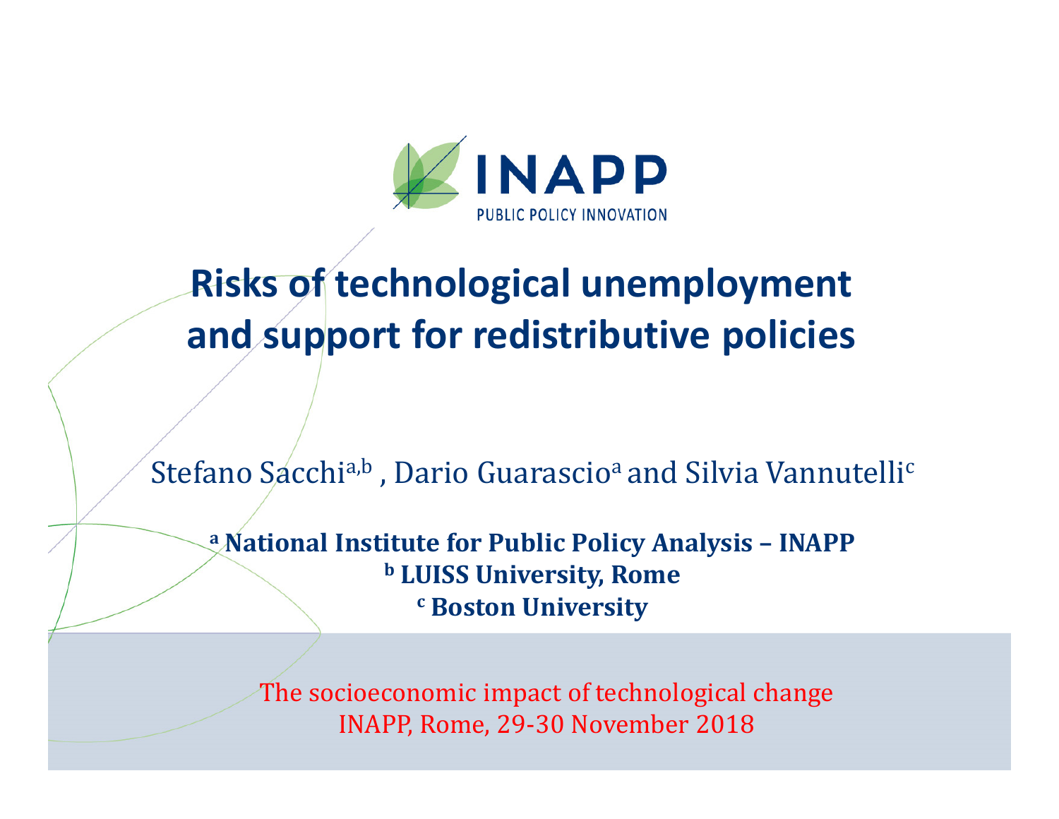INAPP

PUBLIC POLICY INNOVATION

# Risks of technological unemployment and support for redistributive policies

Stefano Sacchi[a,b] , Dario Guarascio[a] and Silvia Vannutelli[c]

**[a] National Institute for Public Policy Analysis – INAPP**
**[b] LUISS University, Rome**
**[c] Boston University**

The socioeconomic impact of technological change
INAPP, Rome, 29-30 November 2018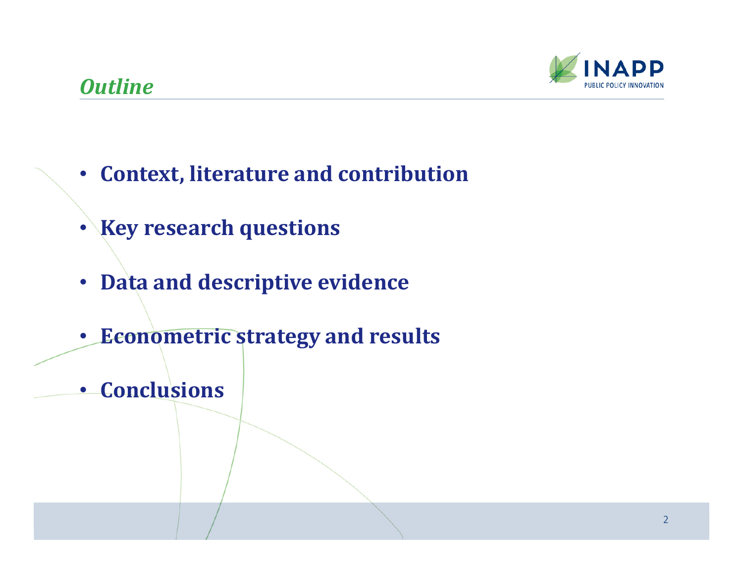## *Outline*

- **Context, literature and contribution**
- **Key research questions**
- **Data and descriptive evidence**
- **Econometric strategy and results**
- **Conclusions**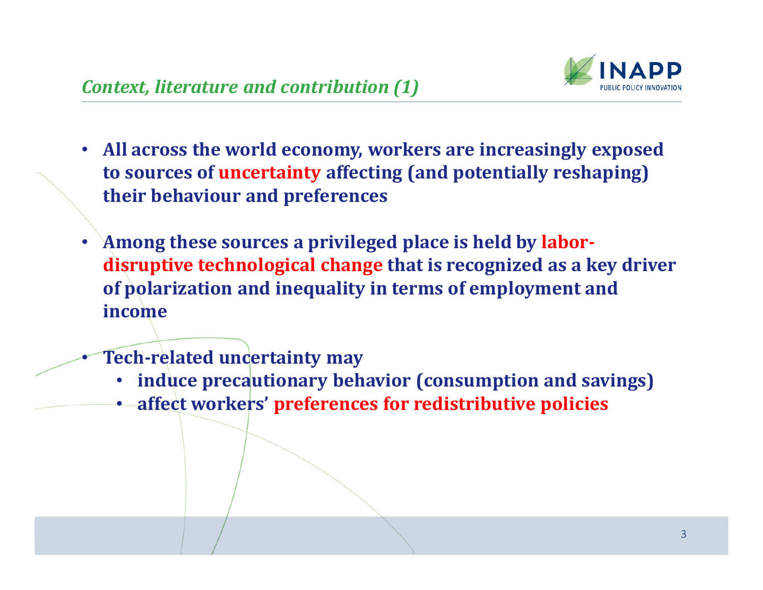## *Context, literature and contribution (1)*

- **All across the world economy, workers are increasingly exposed to sources of uncertainty affecting (and potentially reshaping) their behaviour and preferences**
- **Among these sources a privileged place is held by labor-disruptive technological change that is recognized as a key driver of polarization and inequality in terms of employment and income**
- **Tech-related uncertainty may**
  - **induce precautionary behavior (consumption and savings)**
  - **affect workers' preferences for redistributive policies**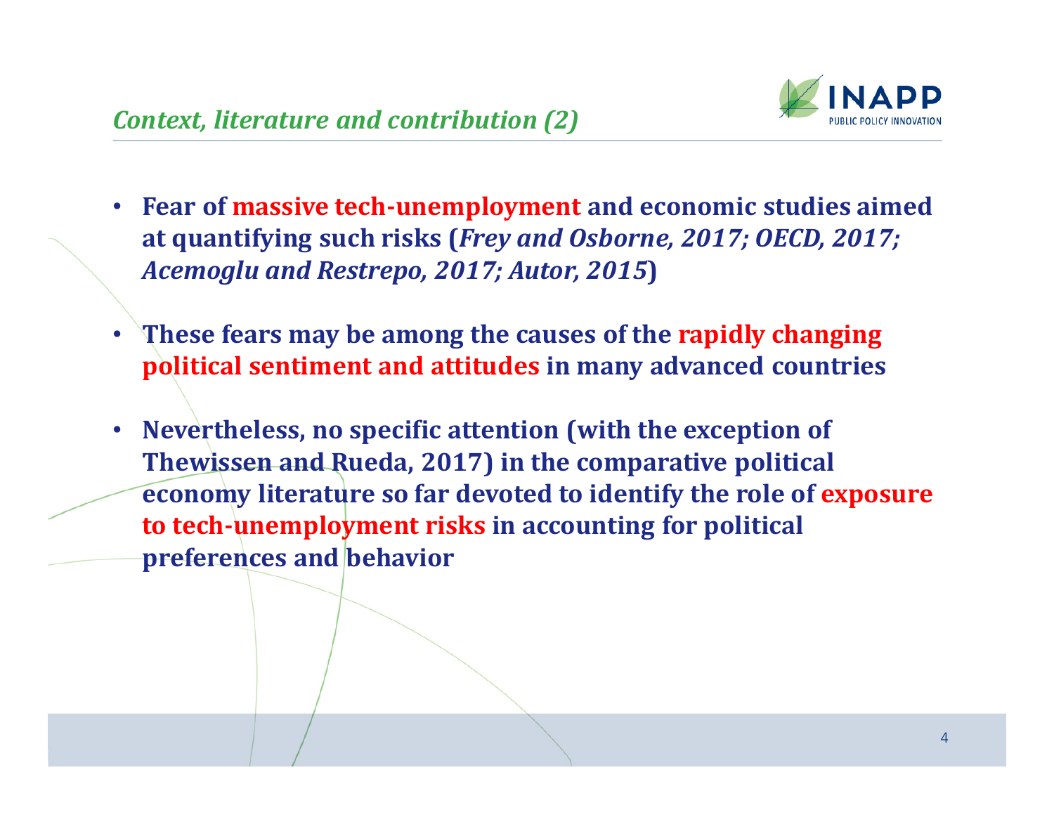## *Context, literature and contribution (2)*

- **Fear of massive tech-unemployment and economic studies aimed at quantifying such risks (*Frey and Osborne, 2017; OECD, 2017; Acemoglu and Restrepo, 2017; Autor, 2015*)**
- **These fears may be among the causes of the rapidly changing political sentiment and attitudes in many advanced countries**
- **Nevertheless, no specific attention (with the exception of Thewissen and Rueda, 2017) in the comparative political economy literature so far devoted to identify the role of exposure to tech-unemployment risks in accounting for political preferences and behavior**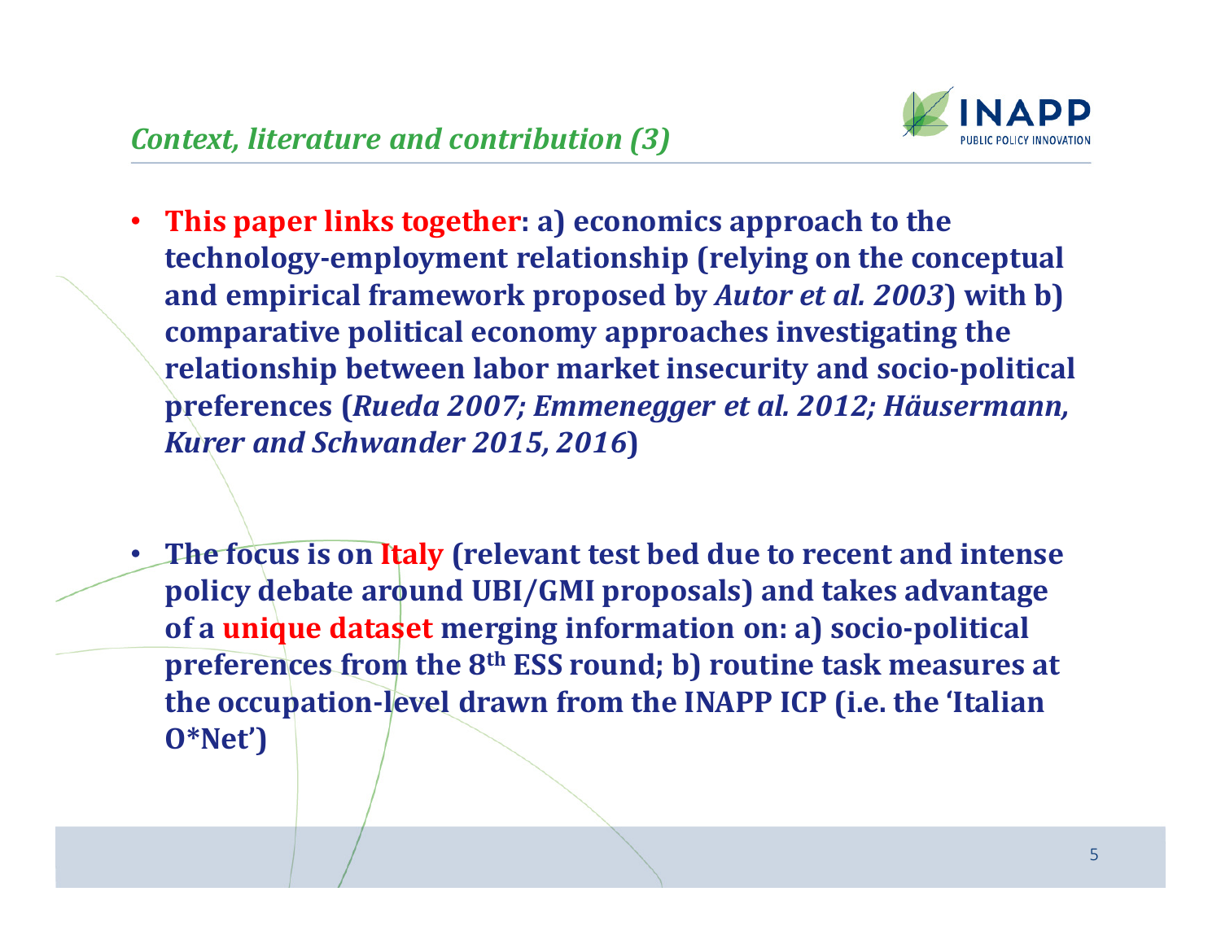## *Context, literature and contribution (3)*

- **This paper links together: a) economics approach to the technology-employment relationship (relying on the conceptual and empirical framework proposed by *Autor et al. 2003*) with b) comparative political economy approaches investigating the relationship between labor market insecurity and socio-political preferences (*Rueda 2007; Emmenegger et al. 2012; Häusermann, Kurer and Schwander 2015, 2016*)**

- **The focus is on Italy (relevant test bed due to recent and intense policy debate around UBI/GMI proposals) and takes advantage of a unique dataset merging information on: a) socio-political preferences from the 8th ESS round; b) routine task measures at the occupation-level drawn from the INAPP ICP (i.e. the 'Italian O*Net')**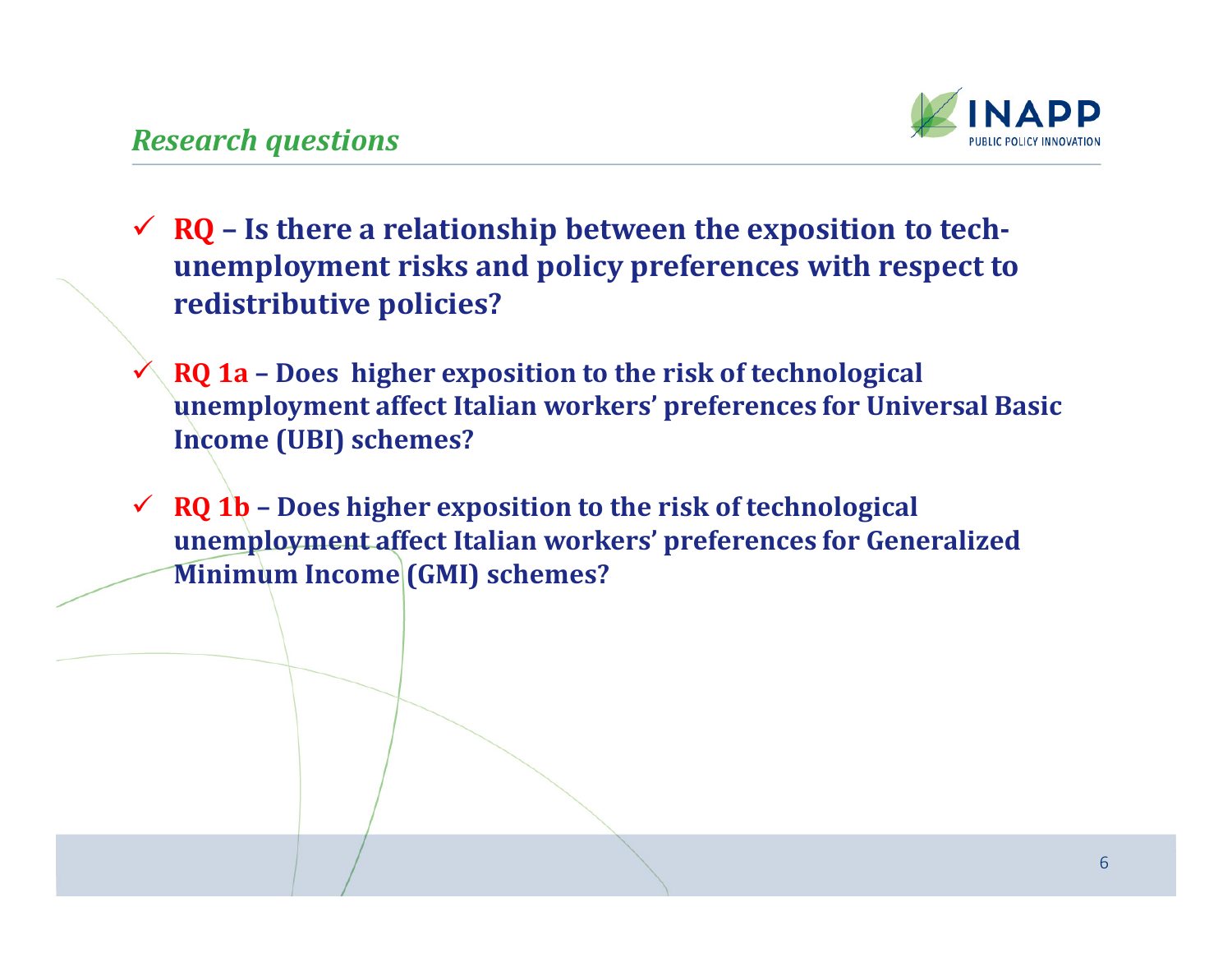## *Research questions*

- ✓ **RQ – Is there a relationship between the exposition to tech-unemployment risks and policy preferences with respect to redistributive policies?**
- ✓ **RQ 1a – Does higher exposition to the risk of technological unemployment affect Italian workers' preferences for Universal Basic Income (UBI) schemes?**
- ✓ **RQ 1b – Does higher exposition to the risk of technological unemployment affect Italian workers' preferences for Generalized Minimum Income (GMI) schemes?**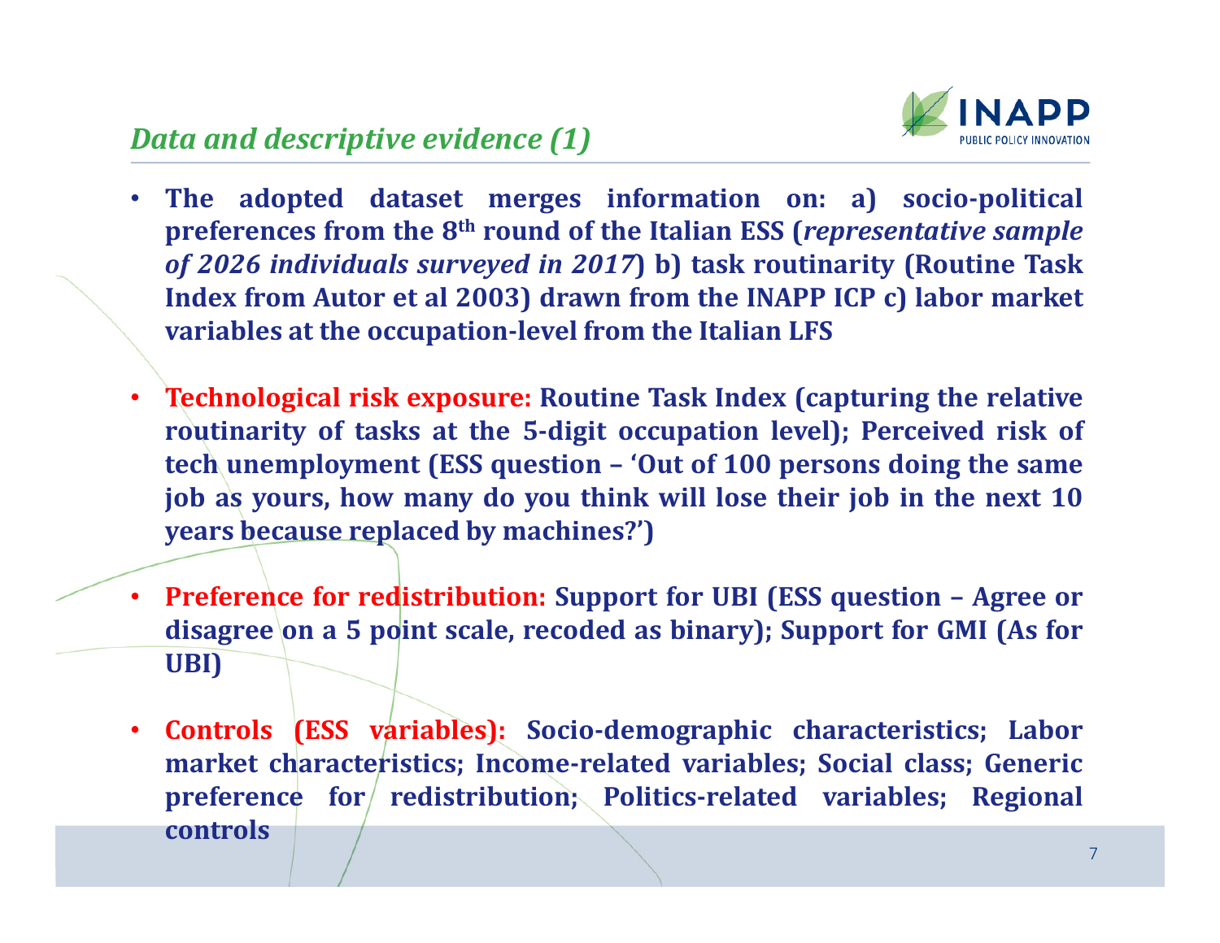## *Data and descriptive evidence (1)*

- **The adopted dataset merges information on: a) socio-political preferences from the 8th round of the Italian ESS (*representative sample of 2026 individuals surveyed in 2017*) b) task routinarity (Routine Task Index from Autor et al 2003) drawn from the INAPP ICP c) labor market variables at the occupation-level from the Italian LFS**

- **Technological risk exposure: Routine Task Index (capturing the relative routinarity of tasks at the 5-digit occupation level); Perceived risk of tech unemployment (ESS question – 'Out of 100 persons doing the same job as yours, how many do you think will lose their job in the next 10 years because replaced by machines?')**

- **Preference for redistribution: Support for UBI (ESS question – Agree or disagree on a 5 point scale, recoded as binary); Support for GMI (As for UBI)**

- **Controls (ESS variables): Socio-demographic characteristics; Labor market characteristics; Income-related variables; Social class; Generic preference for redistribution; Politics-related variables; Regional controls**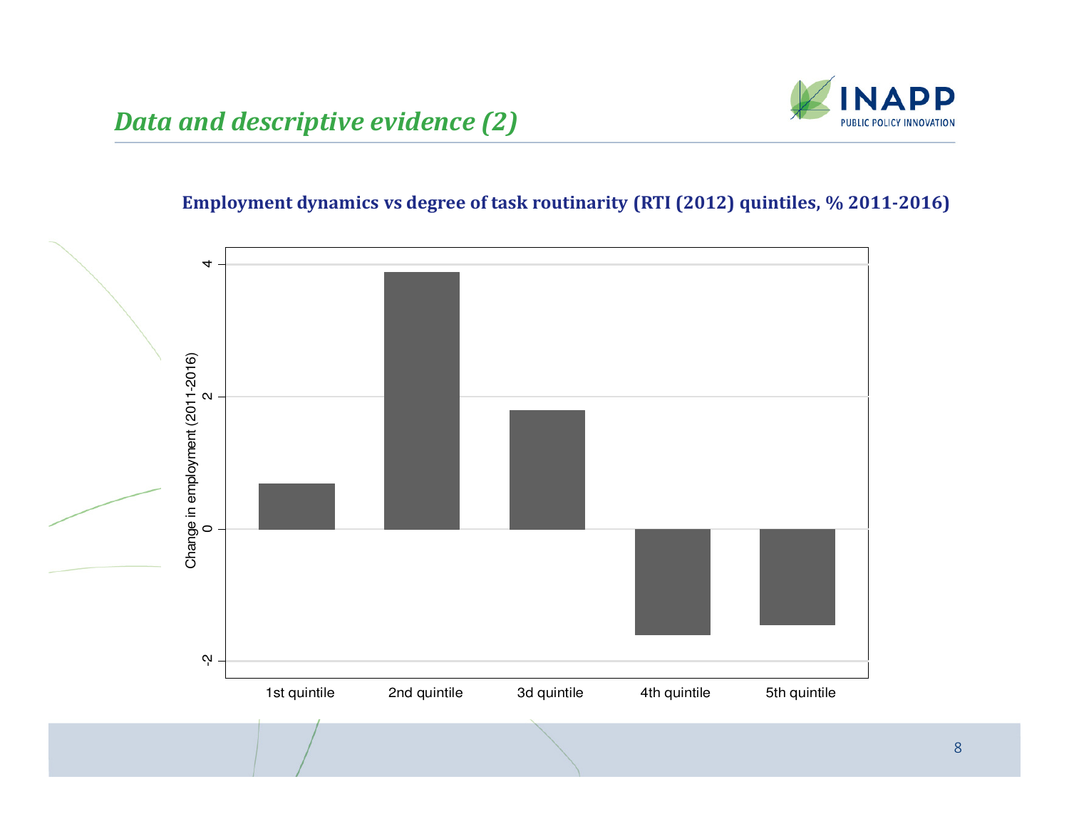## *Data and descriptive evidence (2)*

**Employment dynamics vs degree of task routinarity (RTI (2012) quintiles, % 2011-2016)**

Change in employment (2011-2016)

4

2

0

-2

1st quintile 2nd quintile 3d quintile 4th quintile 5th quintile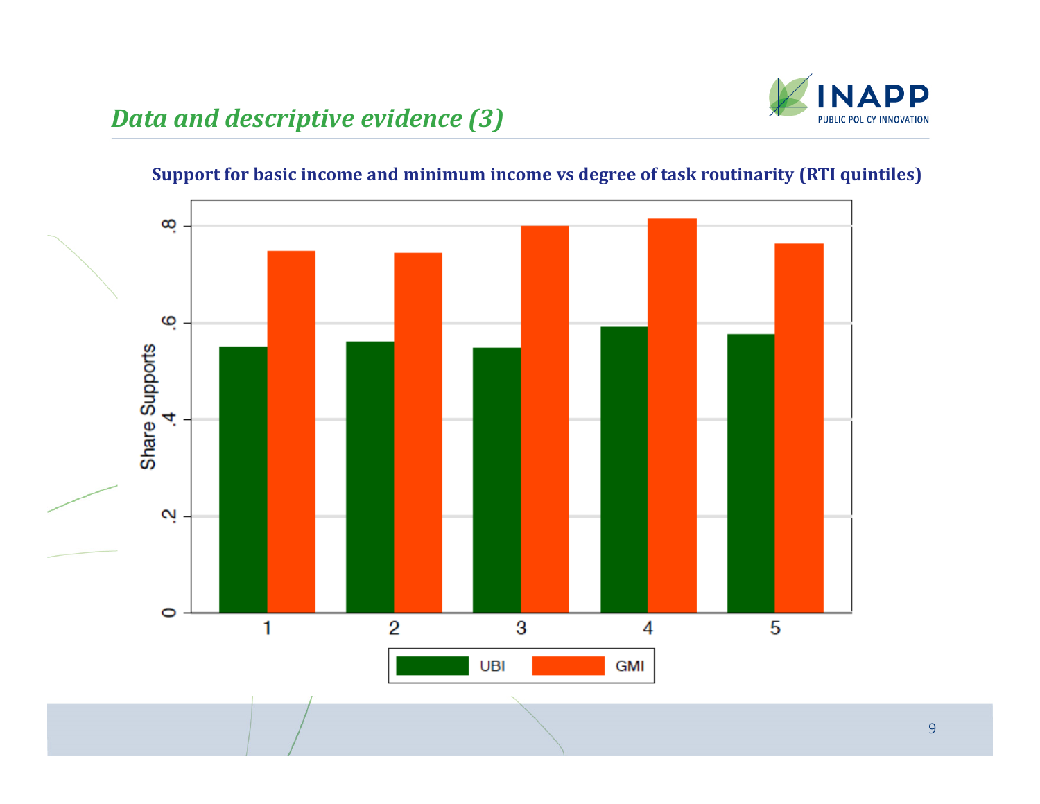## *Data and descriptive evidence (3)*

**Support for basic income and minimum income vs degree of task routinarity (RTI quintiles)**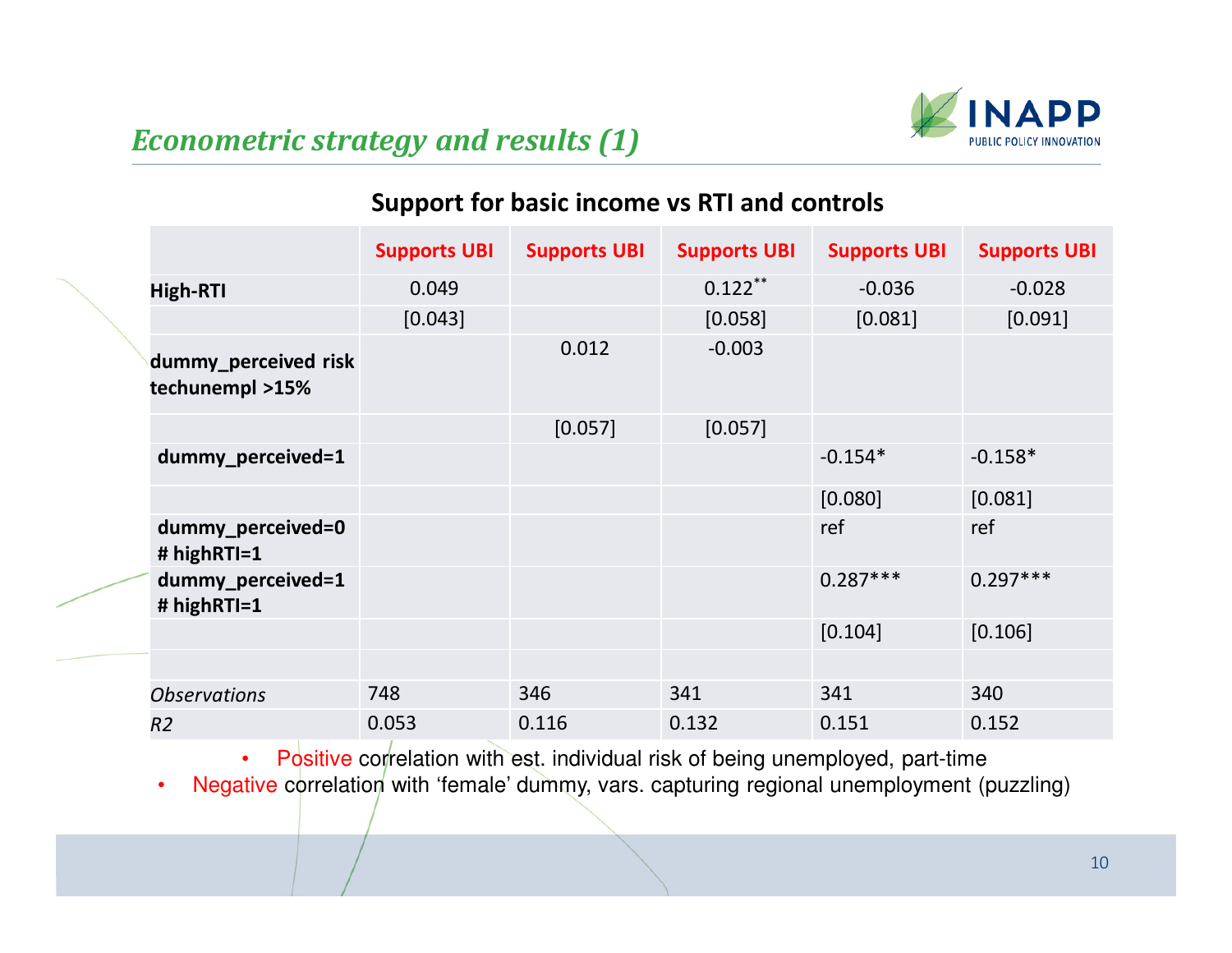## Econometric strategy and results (1)

### Support for basic income vs RTI and controls

| | Supports UBI | Supports UBI | Supports UBI | Supports UBI | Supports UBI |
|---|---|---|---|---|---|
| **High-RTI** | 0.049 | | 0.122** | -0.036 | -0.028 |
| | [0.043] | | [0.058] | [0.081] | [0.091] |
| **dummy_perceived risk techunempl >15%** | | 0.012 | -0.003 | | |
| | | [0.057] | [0.057] | | |
| **dummy_perceived=1** | | | | -0.154* | -0.158* |
| | | | | [0.080] | [0.081] |
| **dummy_perceived=0 # highRTI=1** | | | | ref | ref |
| **dummy_perceived=1 # highRTI=1** | | | | 0.287*** | 0.297*** |
| | | | | [0.104] | [0.106] |
| | | | | | |
| *Observations* | 748 | 346 | 341 | 341 | 340 |
| *R2* | 0.053 | 0.116 | 0.132 | 0.151 | 0.152 |

- Positive correlation with est. individual risk of being unemployed, part-time
- Negative correlation with 'female' dummy, vars. capturing regional unemployment (puzzling)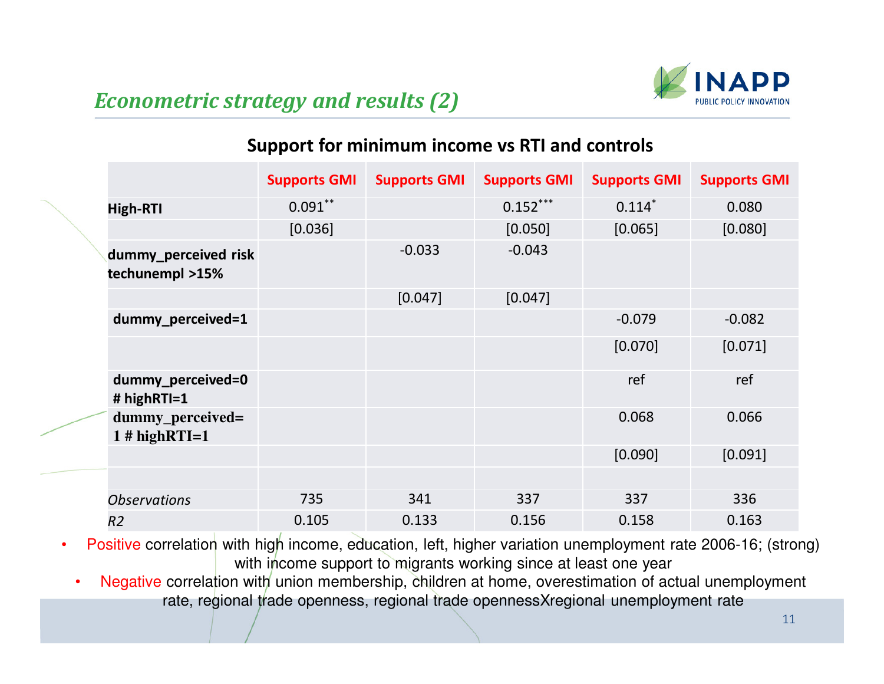## *Econometric strategy and results (2)*

### Support for minimum income vs RTI and controls

| | Supports GMI | Supports GMI | Supports GMI | Supports GMI | Supports GMI |
|---|---|---|---|---|---|
| **High-RTI** | 0.091** | | 0.152*** | 0.114* | 0.080 |
| | [0.036] | | [0.050] | [0.065] | [0.080] |
| **dummy_perceived risk techunempl >15%** | | -0.033 | -0.043 | | |
| | | [0.047] | [0.047] | | |
| **dummy_perceived=1** | | | | -0.079 | -0.082 |
| | | | | [0.070] | [0.071] |
| **dummy_perceived=0 # highRTI=1** | | | | ref | ref |
| **dummy_perceived= 1 # highRTI=1** | | | | 0.068 | 0.066 |
| | | | | [0.090] | [0.091] |
| | | | | | |
| *Observations* | 735 | 341 | 337 | 337 | 336 |
| *R2* | 0.105 | 0.133 | 0.156 | 0.158 | 0.163 |

- Positive correlation with high income, education, left, higher variation unemployment rate 2006-16; (strong) with income support to migrants working since at least one year
  - Negative correlation with union membership, children at home, overestimation of actual unemployment rate, regional trade openness, regional trade opennessXregional unemployment rate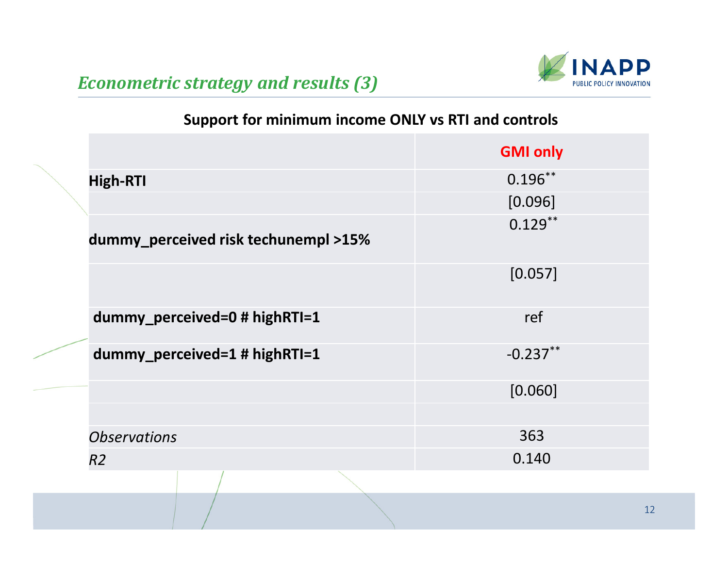## Econometric strategy and results (3)

**Support for minimum income ONLY vs RTI and controls**

| | GMI only |
|---|---|
| **High-RTI** | 0.196** |
| | [0.096] |
| **dummy_perceived risk techunempl >15%** | 0.129** |
| | [0.057] |
| **dummy_perceived=0 # highRTI=1** | ref |
| **dummy_perceived=1 # highRTI=1** | -0.237** |
| | [0.060] |
| | |
| *Observations* | 363 |
| *R2* | 0.140 |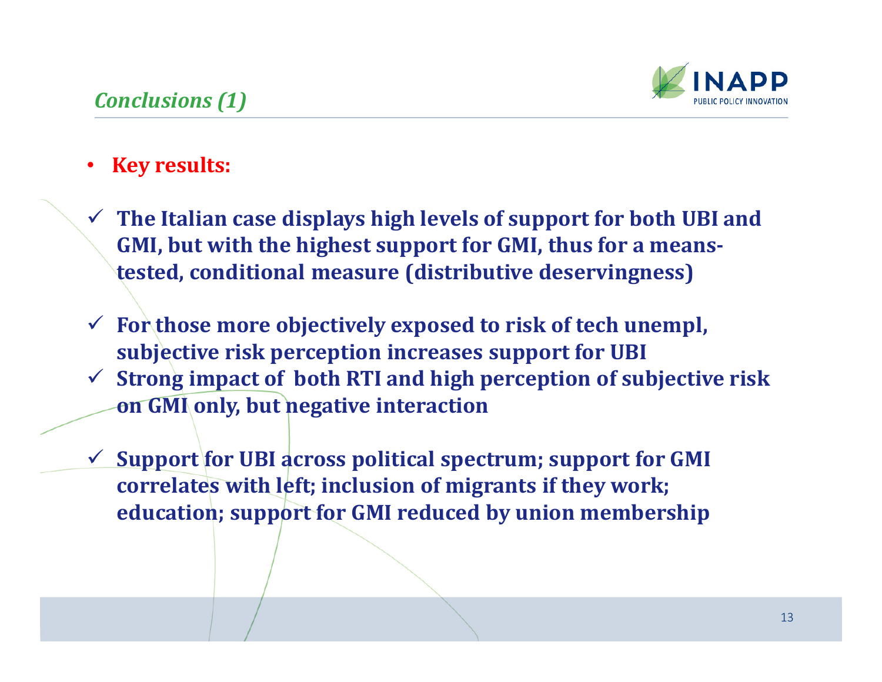## *Conclusions (1)*

- **Key results:**

- ✓ **The Italian case displays high levels of support for both UBI and GMI, but with the highest support for GMI, thus for a means-tested, conditional measure (distributive deservingness)**

- ✓ **For those more objectively exposed to risk of tech unempl, subjective risk perception increases support for UBI**
- ✓ **Strong impact of both RTI and high perception of subjective risk on GMI only, but negative interaction**

- ✓ **Support for UBI across political spectrum; support for GMI correlates with left; inclusion of migrants if they work; education; support for GMI reduced by union membership**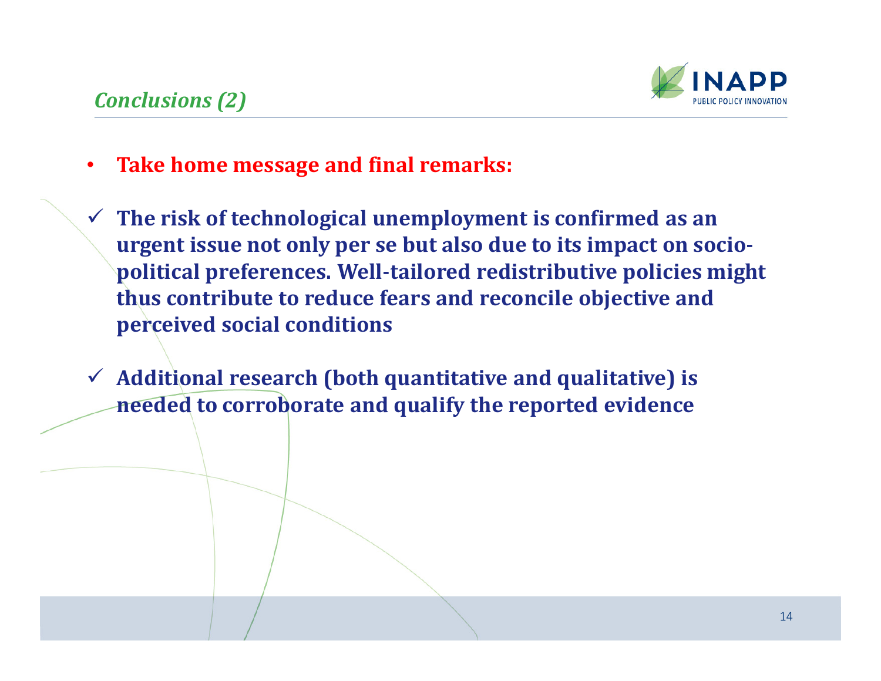## *Conclusions (2)*

- **Take home message and final remarks:**

- ✓ **The risk of technological unemployment is confirmed as an urgent issue not only per se but also due to its impact on socio-political preferences. Well-tailored redistributive policies might thus contribute to reduce fears and reconcile objective and perceived social conditions**

- ✓ **Additional research (both quantitative and qualitative) is needed to corroborate and qualify the reported evidence**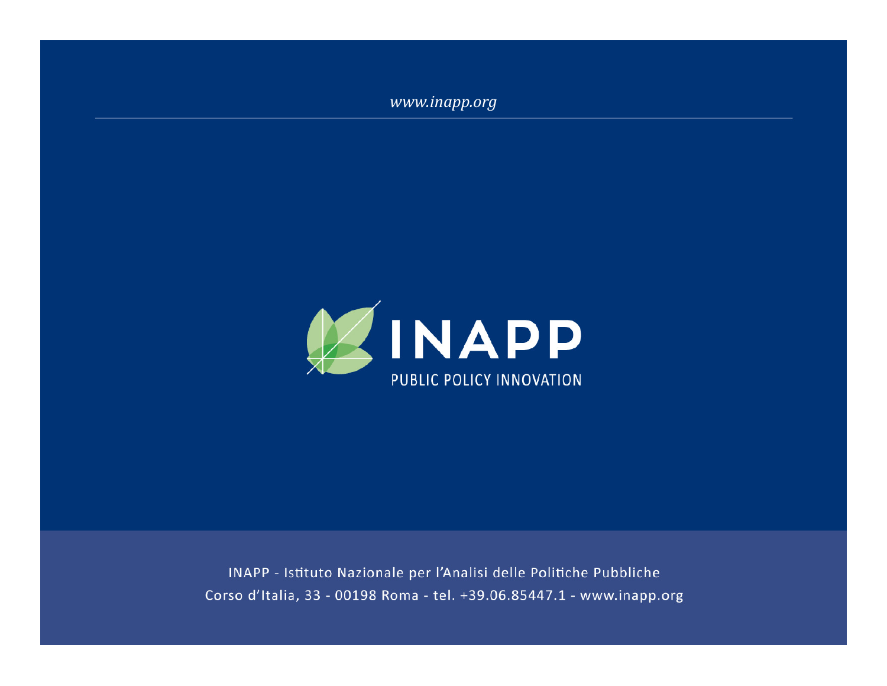*www.inapp.org*

INAPP

PUBLIC POLICY INNOVATION

INAPP - Istituto Nazionale per l'Analisi delle Politiche Pubbliche
Corso d'Italia, 33 - 00198 Roma - tel. +39.06.85447.1 - www.inapp.org